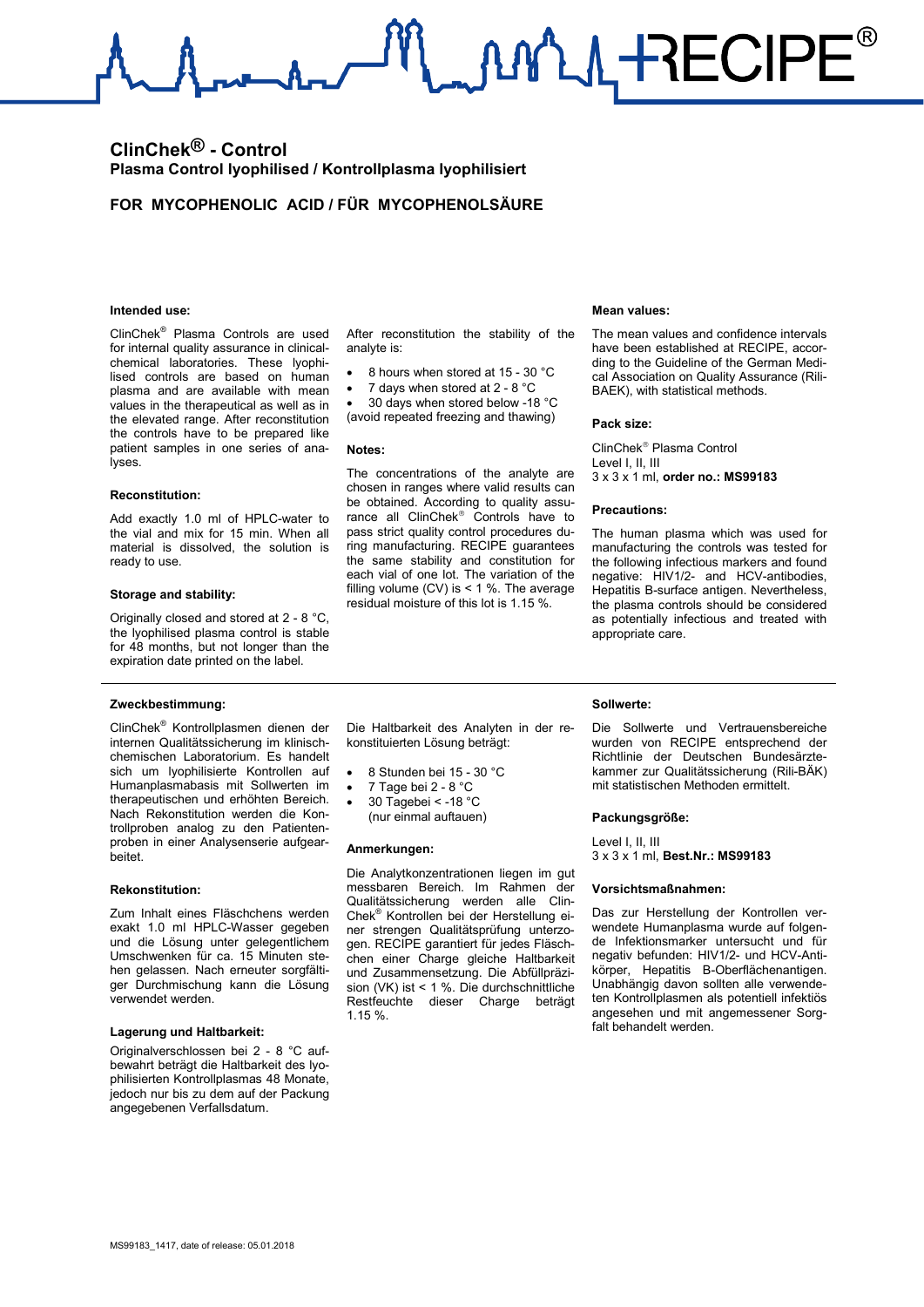RECIPE®

# ClinChek® - Control

## Plasma Control lyophilised / Kontrollplasma lyophilisiert

## FOR MYCOPHENOLIC ACID / FÜR MYCOPHENOLSÄURE

### Intended use:

ClinChek® Plasma Controls are used for internal quality assurance in clinical-chemical laboratories. These lyophilised controls are based on human plasma and are available with mean values in the therapeutical as well as in the elevated range. After reconstitution the controls have to be prepared like patient samples in one series of analyses.

### Reconstitution:

Add exactly 1.0 ml of HPLC-water to the vial and mix for 15 min. When all material is dissolved, the solution is ready to use.

### Storage and stability:

Originally closed and stored at 2 - 8 °C, the lyophilised plasma control is stable for 48 months, but not longer than the expiration date printed on the label.

After reconstitution the stability of the analyte is:

- 8 hours when stored at 15 - 30 °C
- 7 days when stored at 2 - 8 °C
- 30 days when stored below -18 °C

(avoid repeated freezing and thawing)

### Notes:

The concentrations of the analyte are chosen in ranges where valid results can be obtained. According to quality assurance all ClinChek® Controls have to pass strict quality control procedures during manufacturing. RECIPE guarantees the same stability and constitution for each vial of one lot. The variation of the filling volume (CV) is < 1 %. The average residual moisture of this lot is 1.15 %.

### Mean values:

The mean values and confidence intervals have been established at RECIPE, according to the Guideline of the German Medical Association on Quality Assurance (Rili-BAEK), with statistical methods.

### Pack size:

ClinChek® Plasma Control
Level I, II, III
3 x 3 x 1 ml, **order no.: MS99183**

### Precautions:

The human plasma which was used for manufacturing the controls was tested for the following infectious markers and found negative: HIV1/2- and HCV-antibodies, Hepatitis B-surface antigen. Nevertheless, the plasma controls should be considered as potentially infectious and treated with appropriate care.

---

### Zweckbestimmung:

ClinChek® Kontrollplasmen dienen der internen Qualitätssicherung im klinisch-chemischen Laboratorium. Es handelt sich um lyophilisierte Kontrollen auf Humanplasmabasis mit Sollwerten im therapeutischen und erhöhten Bereich. Nach Rekonstitution werden die Kontrollproben analog zu den Patientenproben in einer Analysenserie aufgearbeitet.

### Rekonstitution:

Zum Inhalt eines Fläschchens werden exakt 1.0 ml HPLC-Wasser gegeben und die Lösung unter gelegentlichem Umschwenken für ca. 15 Minuten stehen gelassen. Nach erneuter sorgfältiger Durchmischung kann die Lösung verwendet werden.

### Lagerung und Haltbarkeit:

Originalverschlossen bei 2 - 8 °C aufbewahrt beträgt die Haltbarkeit des lyophilisierten Kontrollplasmas 48 Monate, jedoch nur bis zu dem auf der Packung angegebenen Verfallsdatum.

Die Haltbarkeit des Analyten in der rekonstituierten Lösung beträgt:

- 8 Stunden bei 15 - 30 °C
- 7 Tage bei 2 - 8 °C
- 30 Tagebei < -18 °C
  (nur einmal auftauen)

### Anmerkungen:

Die Analytkonzentrationen liegen im gut messbaren Bereich. Im Rahmen der Qualitätssicherung werden alle ClinChek® Kontrollen bei der Herstellung einer strengen Qualitätsprüfung unterzogen. RECIPE garantiert für jedes Fläschchen einer Charge gleiche Haltbarkeit und Zusammensetzung. Die Abfüllpräzision (VK) ist < 1 %. Die durchschnittliche Restfeuchte dieser Charge beträgt 1.15 %.

### Sollwerte:

Die Sollwerte und Vertrauensbereiche wurden von RECIPE entsprechend der Richtlinie der Deutschen Bundesärztekammer zur Qualitätssicherung (Rili-BÄK) mit statistischen Methoden ermittelt.

### Packungsgröße:

Level I, II, III
3 x 3 x 1 ml, **Best.Nr.: MS99183**

### Vorsichtsmaßnahmen:

Das zur Herstellung der Kontrollen verwendete Humanplasma wurde auf folgende Infektionsmarker untersucht und für negativ befunden: HIV1/2- und HCV-Antikörper, Hepatitis B-Oberflächenantigen. Unabhängig davon sollten alle verwendeten Kontrollplasmen als potentiell infektiös angesehen und mit angemessener Sorgfalt behandelt werden.

MS99183_1417, date of release: 05.01.2018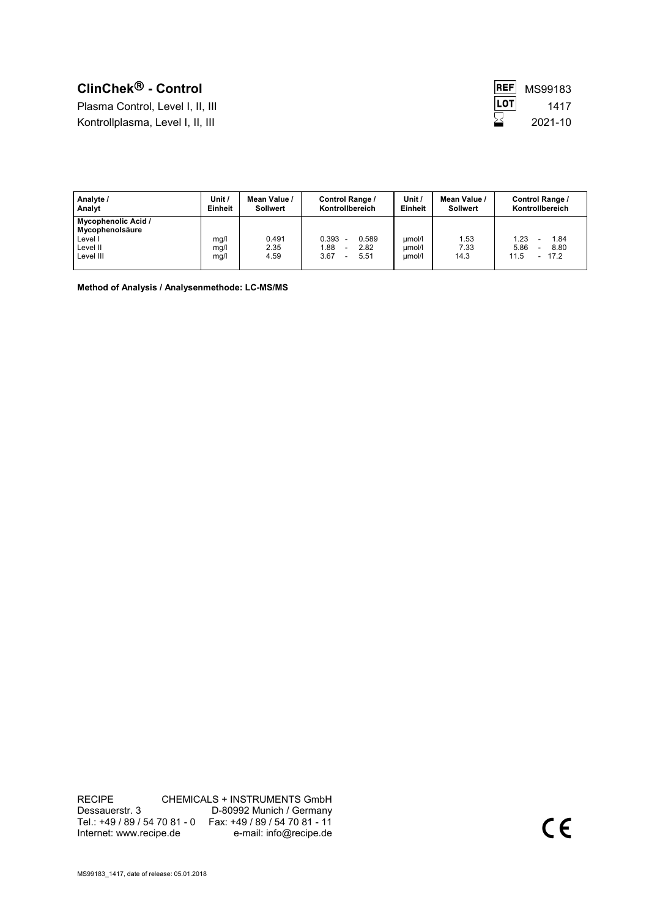## ClinChek® - Control

Plasma Control, Level I, II, III
Kontrollplasma, Level I, II, III

REF MS99183
LOT 1417
2021-10

| Analyte / Analyt | Unit / Einheit | Mean Value / Sollwert | Control Range / Kontrollbereich | Unit / Einheit | Mean Value / Sollwert | Control Range / Kontrollbereich |
|---|---|---|---|---|---|---|
| **Mycophenolic Acid / Mycophenolsäure** | | | | | | |
| Level I | mg/l | 0.491 | 0.393 - 0.589 | µmol/l | 1.53 | 1.23 - 1.84 |
| Level II | mg/l | 2.35 | 1.88 - 2.82 | µmol/l | 7.33 | 5.86 - 8.80 |
| Level III | mg/l | 4.59 | 3.67 - 5.51 | µmol/l | 14.3 | 11.5 - 17.2 |

**Method of Analysis / Analysenmethode: LC-MS/MS**

RECIPE CHEMICALS + INSTRUMENTS GmbH
Dessauerstr. 3 D-80992 Munich / Germany
Tel.: +49 / 89 / 54 70 81 - 0 Fax: +49 / 89 / 54 70 81 - 11
Internet: www.recipe.de e-mail: info@recipe.de

CE

MS99183_1417, date of release: 05.01.2018